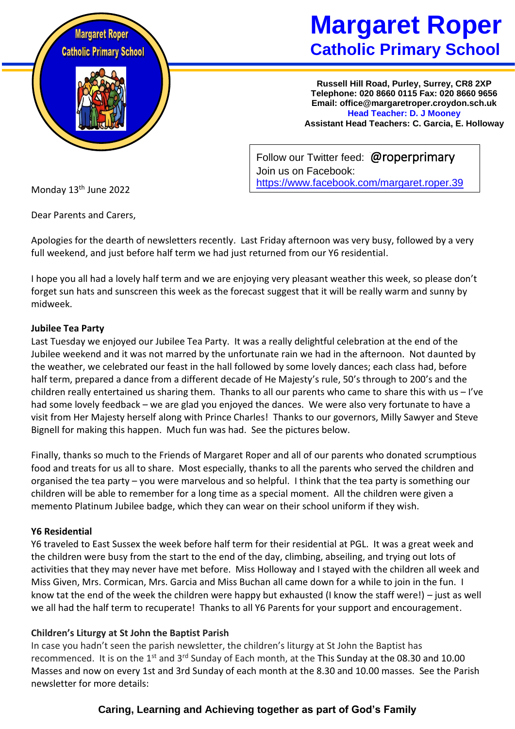# Margaret Roper
## Catholic Primary School

**Russell Hill Road, Purley, Surrey, CR8 2XP**
**Telephone: 020 8660 0115 Fax: 020 8660 9656**
**Email: office@margaretroper.croydon.sch.uk**
**Head Teacher: D. J Mooney**
**Assistant Head Teachers: C. Garcia, E. Holloway**

Follow our Twitter feed: @roperprimary
Join us on Facebook:
https://www.facebook.com/margaret.roper.39

Monday 13th June 2022

Dear Parents and Carers,

Apologies for the dearth of newsletters recently. Last Friday afternoon was very busy, followed by a very full weekend, and just before half term we had just returned from our Y6 residential.

I hope you all had a lovely half term and we are enjoying very pleasant weather this week, so please don't forget sun hats and sunscreen this week as the forecast suggest that it will be really warm and sunny by midweek.

**Jubilee Tea Party**

Last Tuesday we enjoyed our Jubilee Tea Party. It was a really delightful celebration at the end of the Jubilee weekend and it was not marred by the unfortunate rain we had in the afternoon. Not daunted by the weather, we celebrated our feast in the hall followed by some lovely dances; each class had, before half term, prepared a dance from a different decade of He Majesty's rule, 50's through to 200's and the children really entertained us sharing them. Thanks to all our parents who came to share this with us – I've had some lovely feedback – we are glad you enjoyed the dances. We were also very fortunate to have a visit from Her Majesty herself along with Prince Charles! Thanks to our governors, Milly Sawyer and Steve Bignell for making this happen. Much fun was had. See the pictures below.

Finally, thanks so much to the Friends of Margaret Roper and all of our parents who donated scrumptious food and treats for us all to share. Most especially, thanks to all the parents who served the children and organised the tea party – you were marvelous and so helpful. I think that the tea party is something our children will be able to remember for a long time as a special moment. All the children were given a memento Platinum Jubilee badge, which they can wear on their school uniform if they wish.

**Y6 Residential**

Y6 traveled to East Sussex the week before half term for their residential at PGL. It was a great week and the children were busy from the start to the end of the day, climbing, abseiling, and trying out lots of activities that they may never have met before. Miss Holloway and I stayed with the children all week and Miss Given, Mrs. Cormican, Mrs. Garcia and Miss Buchan all came down for a while to join in the fun. I know tat the end of the week the children were happy but exhausted (I know the staff were!) – just as well we all had the half term to recuperate! Thanks to all Y6 Parents for your support and encouragement.

**Children's Liturgy at St John the Baptist Parish**

In case you hadn't seen the parish newsletter, the children's liturgy at St John the Baptist has recommenced. It is on the 1st and 3rd Sunday of Each month, at the This Sunday at the 08.30 and 10.00 Masses and now on every 1st and 3rd Sunday of each month at the 8.30 and 10.00 masses. See the Parish newsletter for more details:

**Caring, Learning and Achieving together as part of God's Family**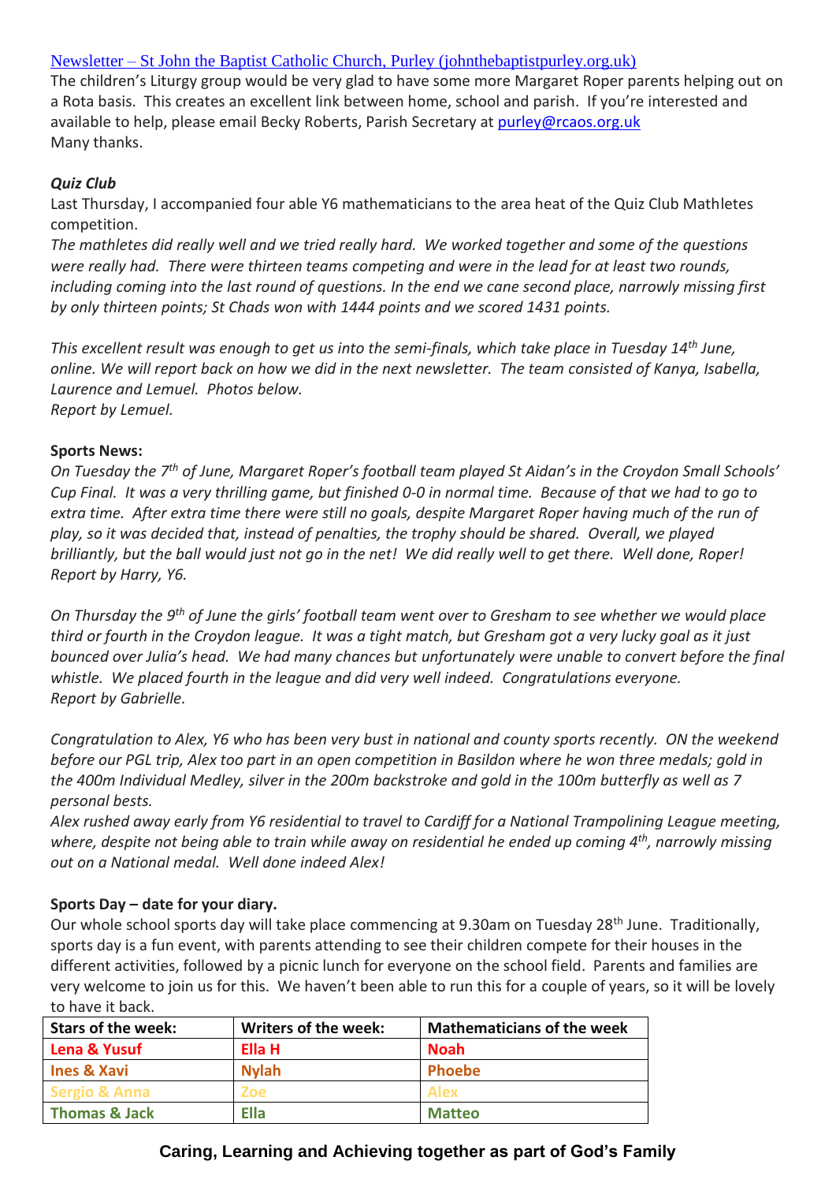[Newsletter – St John the Baptist Catholic Church, Purley (johnthebaptistpurley.org.uk)](https://johnthebaptistpurley.org.uk)
The children's Liturgy group would be very glad to have some more Margaret Roper parents helping out on a Rota basis. This creates an excellent link between home, school and parish. If you're interested and available to help, please email Becky Roberts, Parish Secretary at [purley@rcaos.org.uk](mailto:purley@rcaos.org.uk)
Many thanks.

***Quiz Club***

Last Thursday, I accompanied four able Y6 mathematicians to the area heat of the Quiz Club Mathletes competition.

*The mathletes did really well and we tried really hard. We worked together and some of the questions were really had. There were thirteen teams competing and were in the lead for at least two rounds, including coming into the last round of questions. In the end we cane second place, narrowly missing first by only thirteen points; St Chads won with 1444 points and we scored 1431 points.*

*This excellent result was enough to get us into the semi-finals, which take place in Tuesday 14th June, online. We will report back on how we did in the next newsletter. The team consisted of Kanya, Isabella, Laurence and Lemuel. Photos below.*
*Report by Lemuel.*

**Sports News:**

*On Tuesday the 7th of June, Margaret Roper's football team played St Aidan's in the Croydon Small Schools' Cup Final. It was a very thrilling game, but finished 0-0 in normal time. Because of that we had to go to extra time. After extra time there were still no goals, despite Margaret Roper having much of the run of play, so it was decided that, instead of penalties, the trophy should be shared. Overall, we played brilliantly, but the ball would just not go in the net! We did really well to get there. Well done, Roper!*
*Report by Harry, Y6.*

*On Thursday the 9th of June the girls' football team went over to Gresham to see whether we would place third or fourth in the Croydon league. It was a tight match, but Gresham got a very lucky goal as it just bounced over Julia's head. We had many chances but unfortunately were unable to convert before the final whistle. We placed fourth in the league and did very well indeed. Congratulations everyone.*
*Report by Gabrielle.*

*Congratulation to Alex, Y6 who has been very bust in national and county sports recently. ON the weekend before our PGL trip, Alex too part in an open competition in Basildon where he won three medals; gold in the 400m Individual Medley, silver in the 200m backstroke and gold in the 100m butterfly as well as 7 personal bests.*
*Alex rushed away early from Y6 residential to travel to Cardiff for a National Trampolining League meeting, where, despite not being able to train while away on residential he ended up coming 4th, narrowly missing out on a National medal. Well done indeed Alex!*

**Sports Day – date for your diary.**

Our whole school sports day will take place commencing at 9.30am on Tuesday 28th June. Traditionally, sports day is a fun event, with parents attending to see their children compete for their houses in the different activities, followed by a picnic lunch for everyone on the school field. Parents and families are very welcome to join us for this. We haven't been able to run this for a couple of years, so it will be lovely to have it back.

| Stars of the week: | Writers of the week: | Mathematicians of the week |
|---|---|---|
| **Lena & Yusuf** | **Ella H** | **Noah** |
| **Ines & Xavi** | **Nylah** | **Phoebe** |
| **Sergio & Anna** | **Zoe** | **Alex** |
| **Thomas & Jack** | **Ella** | **Matteo** |

**Caring, Learning and Achieving together as part of God's Family**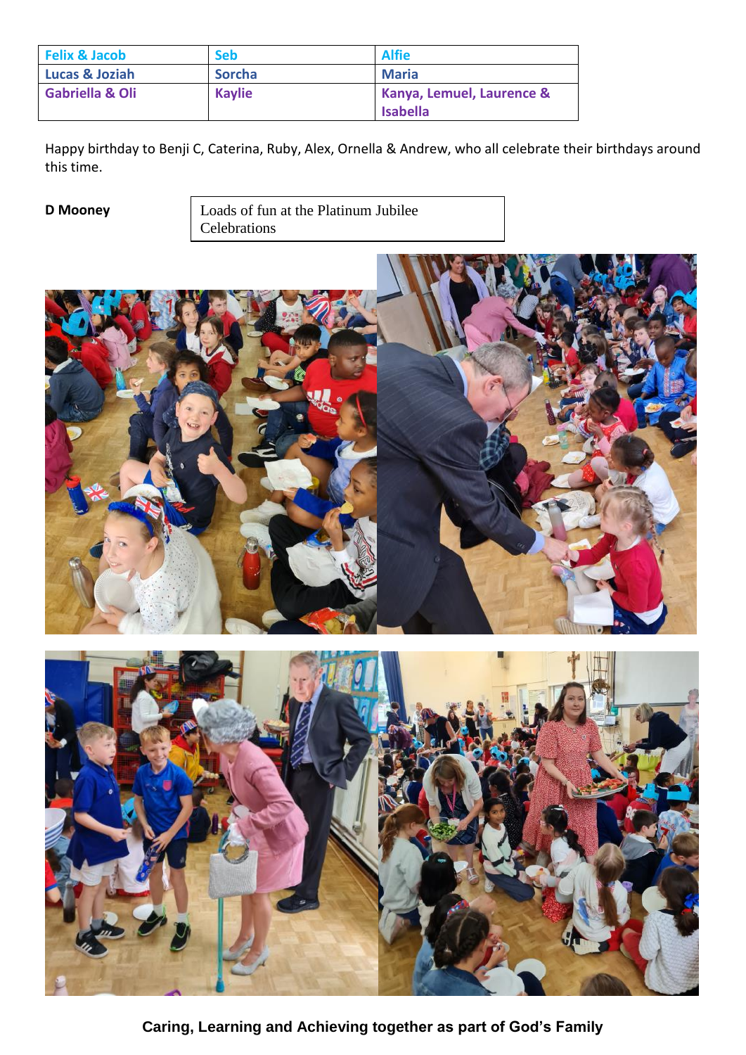| Felix & Jacob | Seb | Alfie |
|---|---|---|
| Lucas & Joziah | Sorcha | Maria |
| Gabriella & Oli | Kaylie | Kanya, Lemuel, Laurence & Isabella |

Happy birthday to Benji C, Caterina, Ruby, Alex, Ornella & Andrew, who all celebrate their birthdays around this time.

**D Mooney**

Loads of fun at the Platinum Jubilee Celebrations

**Caring, Learning and Achieving together as part of God's Family**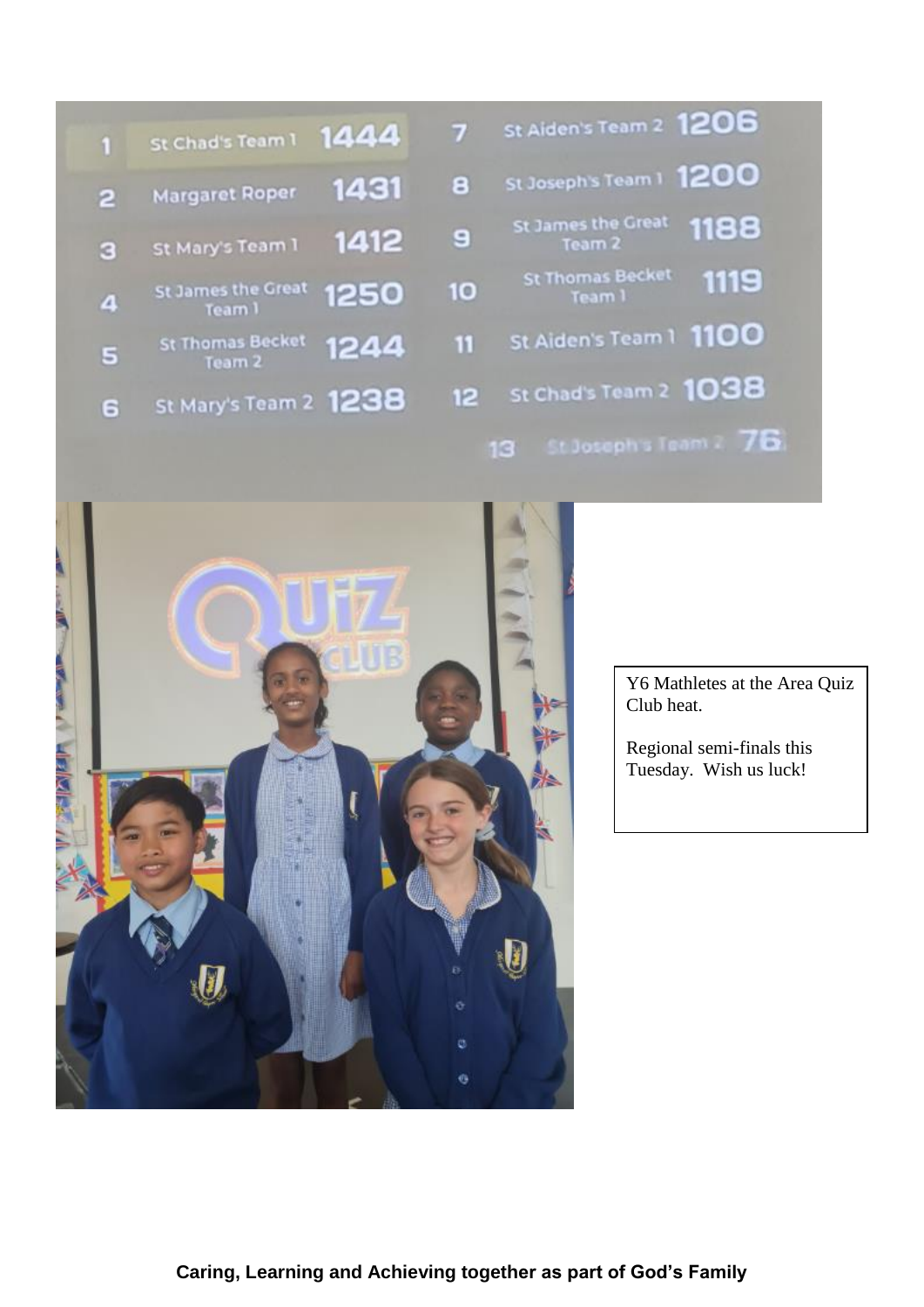| | | | | | |
|---|---|---|---|---|---|
| 1 | St Chad's Team 1 | 1444 | 7 | St Aiden's Team 2 | 1206 |
| 2 | Margaret Roper | 1431 | 8 | St Joseph's Team 1 | 1200 |
| 3 | St Mary's Team 1 | 1412 | 9 | St James the Great Team 2 | 1188 |
| 4 | St James the Great Team 1 | 1250 | 10 | St Thomas Becket Team 1 | 1119 |
| 5 | St Thomas Becket Team 2 | 1244 | 11 | St Aiden's Team 1 | 1100 |
| 6 | St Mary's Team 2 | 1238 | 12 | St Chad's Team 2 | 1038 |
| | | | 13 | St Joseph's Team 2 | 76 |

Y6 Mathletes at the Area Quiz Club heat.

Regional semi-finals this Tuesday. Wish us luck!